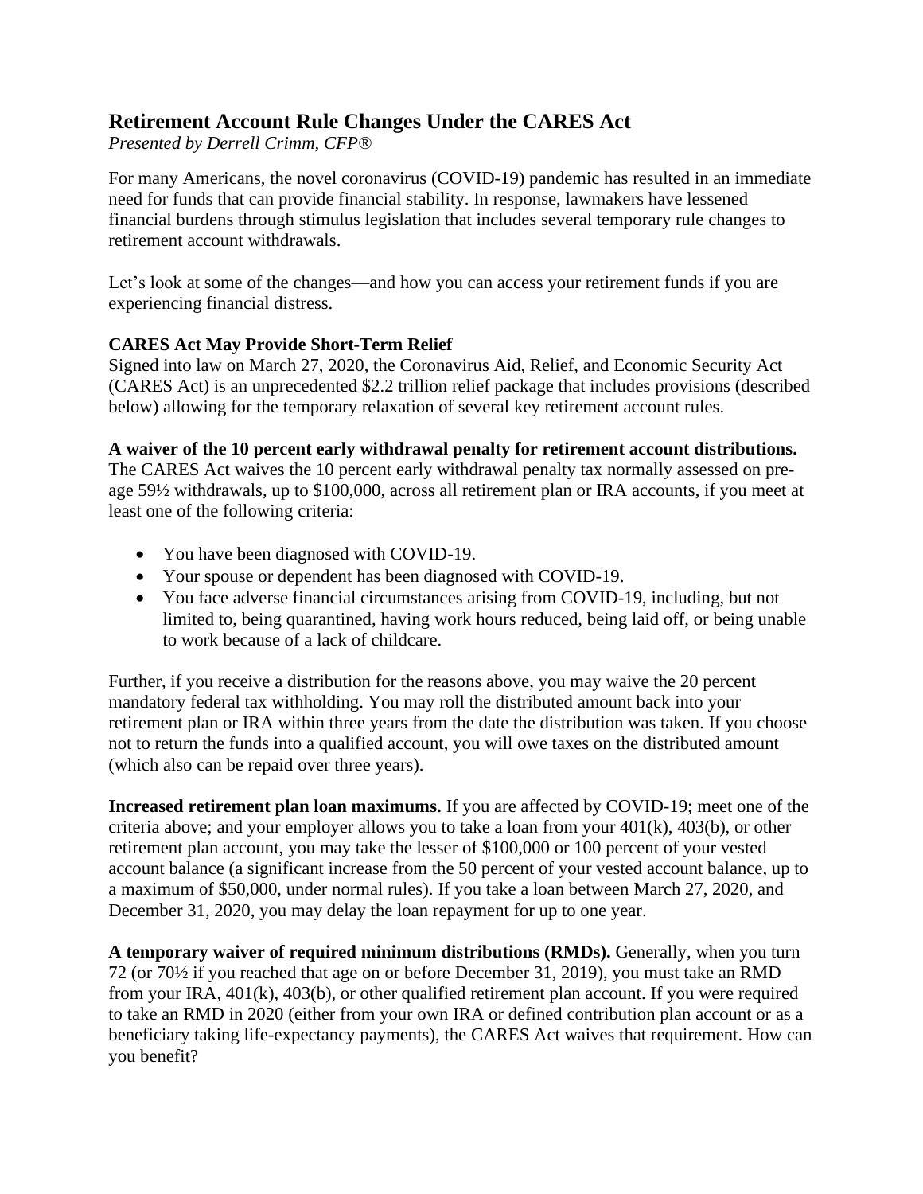# Retirement Account Rule Changes Under the CARES Act

*Presented by Derrell Crimm, CFP®*

For many Americans, the novel coronavirus (COVID-19) pandemic has resulted in an immediate need for funds that can provide financial stability. In response, lawmakers have lessened financial burdens through stimulus legislation that includes several temporary rule changes to retirement account withdrawals.

Let's look at some of the changes—and how you can access your retirement funds if you are experiencing financial distress.

**CARES Act May Provide Short-Term Relief**

Signed into law on March 27, 2020, the Coronavirus Aid, Relief, and Economic Security Act (CARES Act) is an unprecedented $2.2 trillion relief package that includes provisions (described below) allowing for the temporary relaxation of several key retirement account rules.

**A waiver of the 10 percent early withdrawal penalty for retirement account distributions.**

The CARES Act waives the 10 percent early withdrawal penalty tax normally assessed on pre-age 59½ withdrawals, up to $100,000, across all retirement plan or IRA accounts, if you meet at least one of the following criteria:

- You have been diagnosed with COVID-19.
- Your spouse or dependent has been diagnosed with COVID-19.
- You face adverse financial circumstances arising from COVID-19, including, but not limited to, being quarantined, having work hours reduced, being laid off, or being unable to work because of a lack of childcare.

Further, if you receive a distribution for the reasons above, you may waive the 20 percent mandatory federal tax withholding. You may roll the distributed amount back into your retirement plan or IRA within three years from the date the distribution was taken. If you choose not to return the funds into a qualified account, you will owe taxes on the distributed amount (which also can be repaid over three years).

**Increased retirement plan loan maximums.** If you are affected by COVID-19; meet one of the criteria above; and your employer allows you to take a loan from your 401(k), 403(b), or other retirement plan account, you may take the lesser of $100,000 or 100 percent of your vested account balance (a significant increase from the 50 percent of your vested account balance, up to a maximum of $50,000, under normal rules). If you take a loan between March 27, 2020, and December 31, 2020, you may delay the loan repayment for up to one year.

**A temporary waiver of required minimum distributions (RMDs).** Generally, when you turn 72 (or 70½ if you reached that age on or before December 31, 2019), you must take an RMD from your IRA, 401(k), 403(b), or other qualified retirement plan account. If you were required to take an RMD in 2020 (either from your own IRA or defined contribution plan account or as a beneficiary taking life-expectancy payments), the CARES Act waives that requirement. How can you benefit?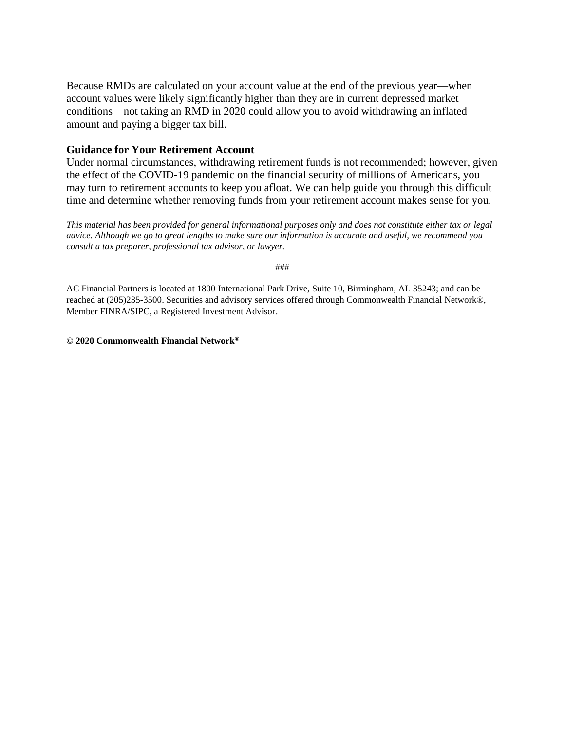Because RMDs are calculated on your account value at the end of the previous year—when account values were likely significantly higher than they are in current depressed market conditions—not taking an RMD in 2020 could allow you to avoid withdrawing an inflated amount and paying a bigger tax bill.

**Guidance for Your Retirement Account**

Under normal circumstances, withdrawing retirement funds is not recommended; however, given the effect of the COVID-19 pandemic on the financial security of millions of Americans, you may turn to retirement accounts to keep you afloat. We can help guide you through this difficult time and determine whether removing funds from your retirement account makes sense for you.

*This material has been provided for general informational purposes only and does not constitute either tax or legal advice. Although we go to great lengths to make sure our information is accurate and useful, we recommend you consult a tax preparer, professional tax advisor, or lawyer.*

###

AC Financial Partners is located at 1800 International Park Drive, Suite 10, Birmingham, AL 35243; and can be reached at (205)235-3500. Securities and advisory services offered through Commonwealth Financial Network®, Member FINRA/SIPC, a Registered Investment Advisor.

**© 2020 Commonwealth Financial Network®**